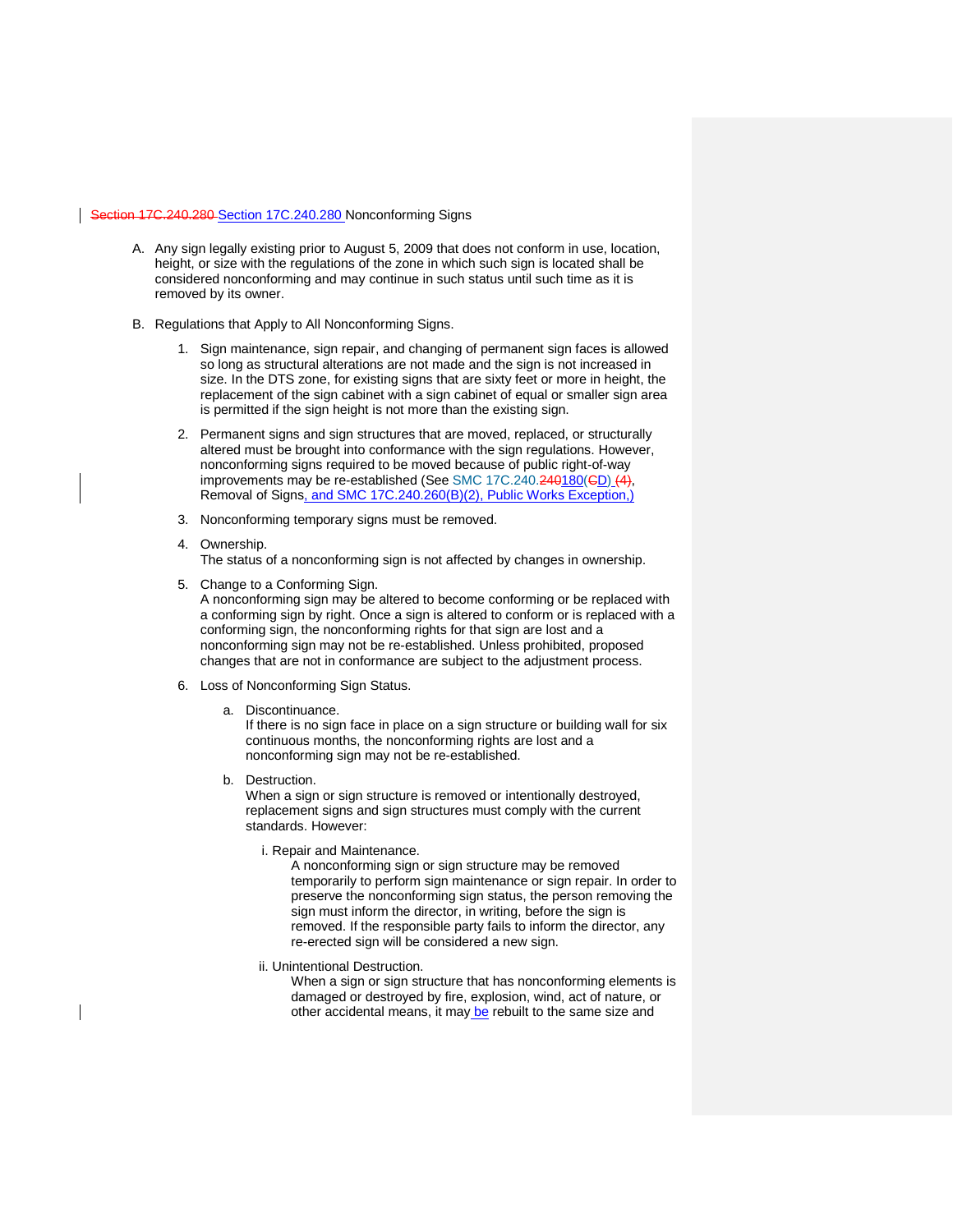Section 17C.240.280 Section 17C.240.280 Nonconforming Signs

A. Any sign legally existing prior to August 5, 2009 that does not conform in use, location, height, or size with the regulations of the zone in which such sign is located shall be considered nonconforming and may continue in such status until such time as it is removed by its owner.

B. Regulations that Apply to All Nonconforming Signs.

1. Sign maintenance, sign repair, and changing of permanent sign faces is allowed so long as structural alterations are not made and the sign is not increased in size. In the DTS zone, for existing signs that are sixty feet or more in height, the replacement of the sign cabinet with a sign cabinet of equal or smaller sign area is permitted if the sign height is not more than the existing sign.

2. Permanent signs and sign structures that are moved, replaced, or structurally altered must be brought into conformance with the sign regulations. However, nonconforming signs required to be moved because of public right-of-way improvements may be re-established (See SMC 17C.240.240180(CD) (4), Removal of Signs, and SMC 17C.240.260(B)(2), Public Works Exception,)

3. Nonconforming temporary signs must be removed.

4. Ownership.
The status of a nonconforming sign is not affected by changes in ownership.

5. Change to a Conforming Sign.
A nonconforming sign may be altered to become conforming or be replaced with a conforming sign by right. Once a sign is altered to conform or is replaced with a conforming sign, the nonconforming rights for that sign are lost and a nonconforming sign may not be re-established. Unless prohibited, proposed changes that are not in conformance are subject to the adjustment process.

6. Loss of Nonconforming Sign Status.

   a. Discontinuance.
   If there is no sign face in place on a sign structure or building wall for six continuous months, the nonconforming rights are lost and a nonconforming sign may not be re-established.

   b. Destruction.
   When a sign or sign structure is removed or intentionally destroyed, replacement signs and sign structures must comply with the current standards. However:

      i. Repair and Maintenance.
      A nonconforming sign or sign structure may be removed temporarily to perform sign maintenance or sign repair. In order to preserve the nonconforming sign status, the person removing the sign must inform the director, in writing, before the sign is removed. If the responsible party fails to inform the director, any re-erected sign will be considered a new sign.

      ii. Unintentional Destruction.
      When a sign or sign structure that has nonconforming elements is damaged or destroyed by fire, explosion, wind, act of nature, or other accidental means, it may be rebuilt to the same size and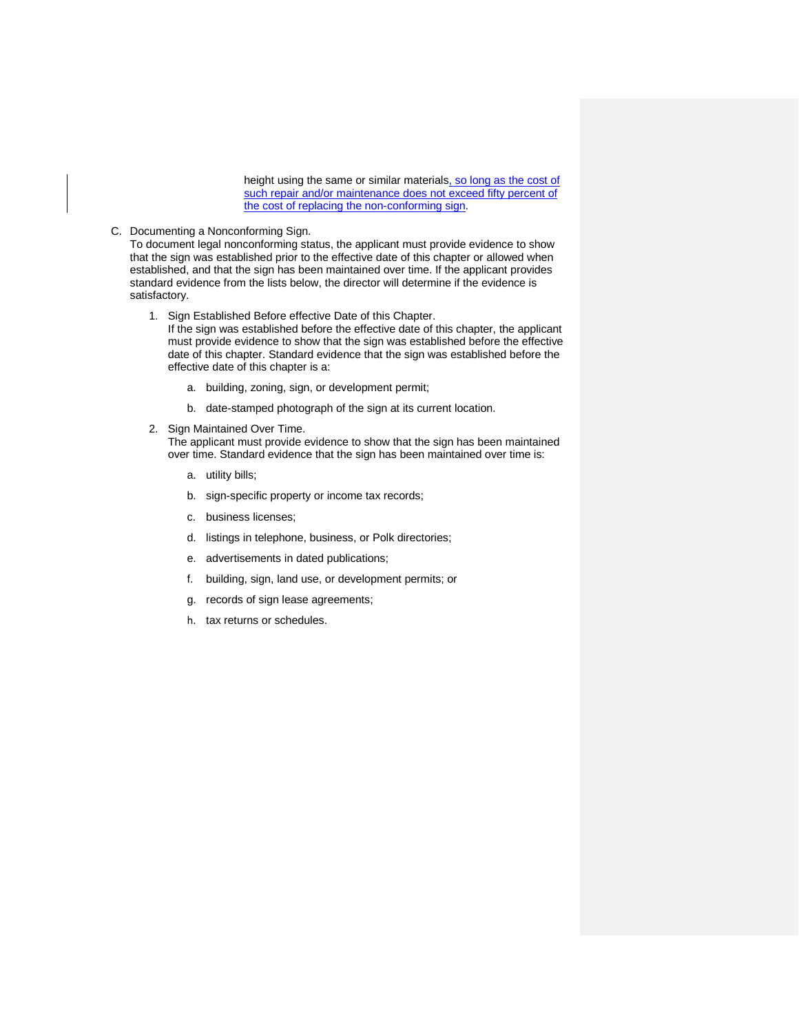height using the same or similar materials, so long as the cost of such repair and/or maintenance does not exceed fifty percent of the cost of replacing the non-conforming sign.

C. Documenting a Nonconforming Sign.
To document legal nonconforming status, the applicant must provide evidence to show that the sign was established prior to the effective date of this chapter or allowed when established, and that the sign has been maintained over time. If the applicant provides standard evidence from the lists below, the director will determine if the evidence is satisfactory.

1. Sign Established Before effective Date of this Chapter.
   If the sign was established before the effective date of this chapter, the applicant must provide evidence to show that the sign was established before the effective date of this chapter. Standard evidence that the sign was established before the effective date of this chapter is a:

   a. building, zoning, sign, or development permit;

   b. date-stamped photograph of the sign at its current location.

2. Sign Maintained Over Time.
   The applicant must provide evidence to show that the sign has been maintained over time. Standard evidence that the sign has been maintained over time is:

   a. utility bills;

   b. sign-specific property or income tax records;

   c. business licenses;

   d. listings in telephone, business, or Polk directories;

   e. advertisements in dated publications;

   f. building, sign, land use, or development permits; or

   g. records of sign lease agreements;

   h. tax returns or schedules.